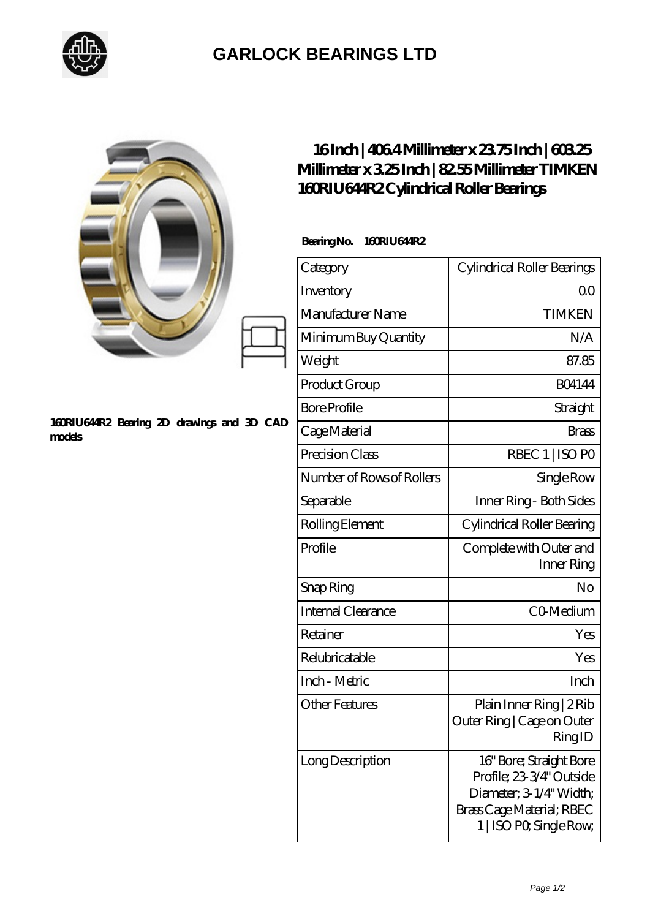# GARLOCK BEARINGS LTD

## 16 Inch | 406.4 Millimeter x 23.75 Inch | 603.25 Millimeter x 3.25 Inch | 82.55 Millimeter TIMKEN 160RIU644R2 Cylindrical Roller Bearings

160RIU644R2 Bearing 2D drawings and 3D CAD models

**Bearing No. 160RIU644R2**

| Category | Cylindrical Roller Bearings |
|---|---|
| Inventory | 0.0 |
| Manufacturer Name | TIMKEN |
| Minimum Buy Quantity | N/A |
| Weight | 87.85 |
| Product Group | B04144 |
| Bore Profile | Straight |
| Cage Material | Brass |
| Precision Class | RBEC 1 \| ISO P0 |
| Number of Rows of Rollers | Single Row |
| Separable | Inner Ring - Both Sides |
| Rolling Element | Cylindrical Roller Bearing |
| Profile | Complete with Outer and Inner Ring |
| Snap Ring | No |
| Internal Clearance | C0-Medium |
| Retainer | Yes |
| Relubricatable | Yes |
| Inch - Metric | Inch |
| Other Features | Plain Inner Ring \| 2 Rib Outer Ring \| Cage on Outer Ring ID |
| Long Description | 16" Bore; Straight Bore Profile; 23-3/4" Outside Diameter; 3-1/4" Width; Brass Cage Material; RBEC 1 \| ISO P0; Single Row; |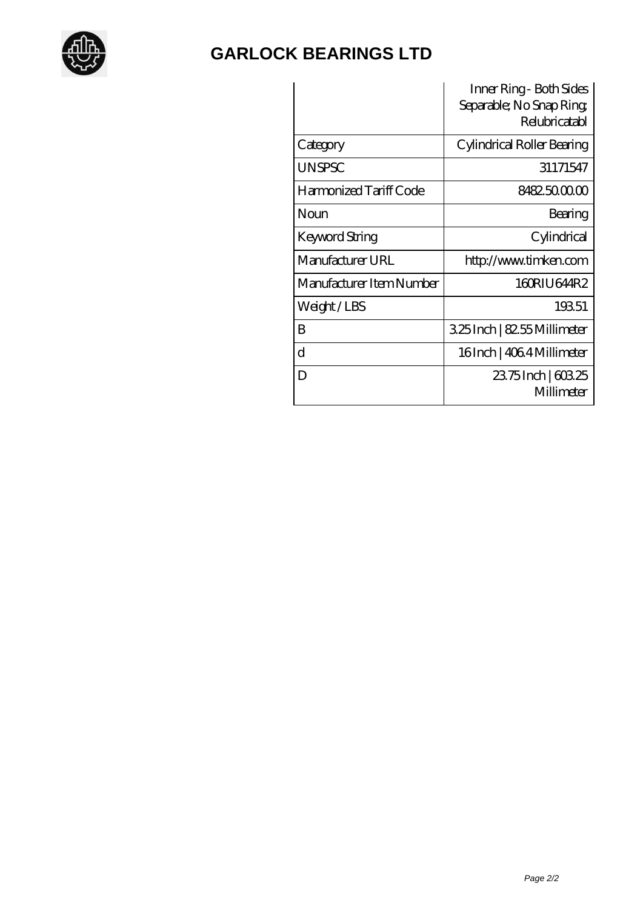| | |
|---|---|
| | Inner Ring - Both Sides Separable; No Snap Ring; Relubricatabl |
| Category | Cylindrical Roller Bearing |
| UNSPSC | 31171547 |
| Harmonized Tariff Code | 8482.50.00.00 |
| Noun | Bearing |
| Keyword String | Cylindrical |
| Manufacturer URL | http://www.timken.com |
| Manufacturer Item Number | 160RIU644R2 |
| Weight / LBS | 193.51 |
| B | 3.25 Inch \| 82.55 Millimeter |
| d | 16 Inch \| 406.4 Millimeter |
| D | 23.75 Inch \| 603.25 Millimeter |